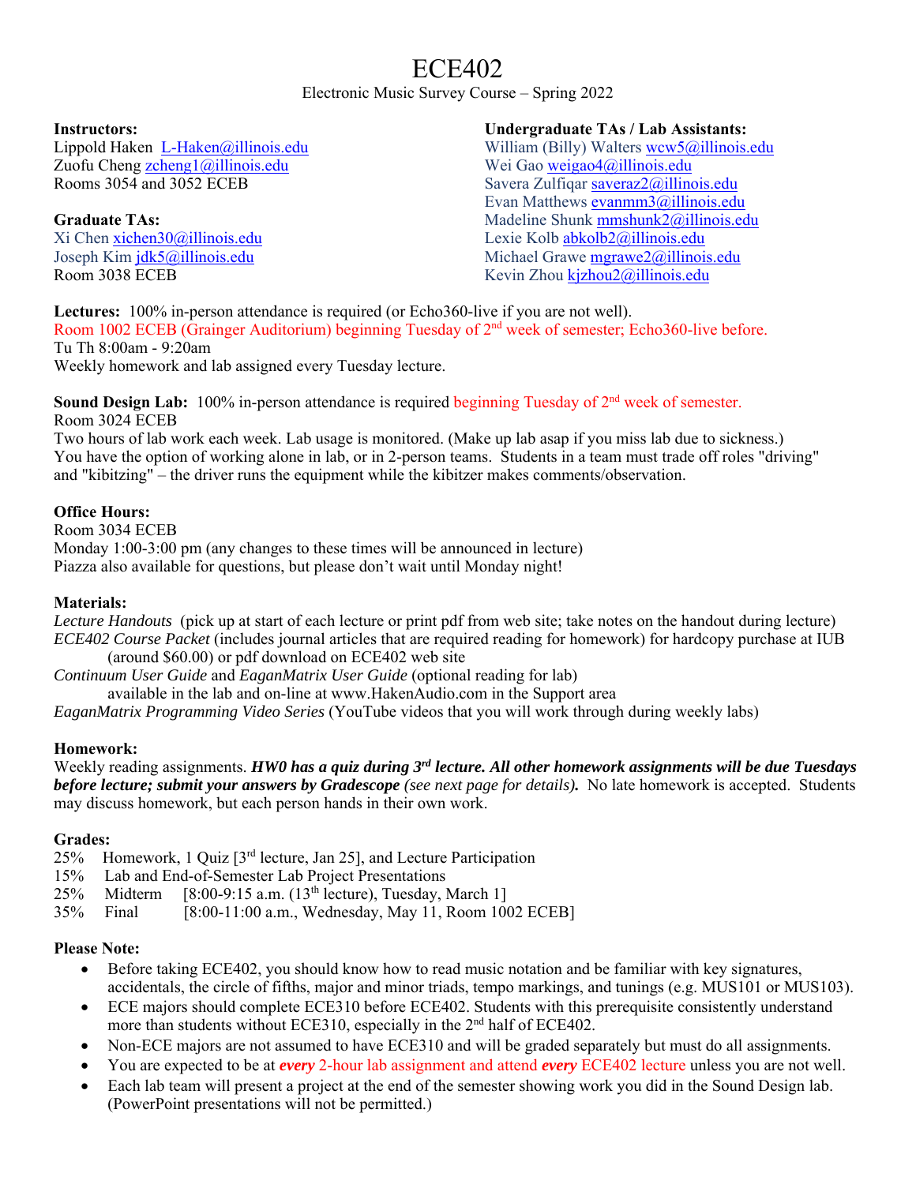# ECE402

Electronic Music Survey Course – Spring 2022

**Instructors:**
Lippold Haken L-Haken@illinois.edu
Zuofu Cheng zcheng1@illinois.edu
Rooms 3054 and 3052 ECEB

**Graduate TAs:**
Xi Chen xichen30@illinois.edu
Joseph Kim jdk5@illinois.edu
Room 3038 ECEB

**Undergraduate TAs / Lab Assistants:**
William (Billy) Walters wcw5@illinois.edu
Wei Gao weigao4@illinois.edu
Savera Zulfiqar saveraz2@illinois.edu
Evan Matthews evanmm3@illinois.edu
Madeline Shunk mmshunk2@illinois.edu
Lexie Kolb abkolb2@illinois.edu
Michael Grawe mgrawe2@illinois.edu
Kevin Zhou kjzhou2@illinois.edu

**Lectures:** 100% in-person attendance is required (or Echo360-live if you are not well).
Room 1002 ECEB (Grainger Auditorium) beginning Tuesday of 2nd week of semester; Echo360-live before.
Tu Th 8:00am - 9:20am
Weekly homework and lab assigned every Tuesday lecture.

**Sound Design Lab:** 100% in-person attendance is required beginning Tuesday of 2nd week of semester.
Room 3024 ECEB
Two hours of lab work each week. Lab usage is monitored. (Make up lab asap if you miss lab due to sickness.)
You have the option of working alone in lab, or in 2-person teams. Students in a team must trade off roles "driving" and "kibitzing" – the driver runs the equipment while the kibitzer makes comments/observation.

**Office Hours:**
Room 3034 ECEB
Monday 1:00-3:00 pm (any changes to these times will be announced in lecture)
Piazza also available for questions, but please don't wait until Monday night!

**Materials:**
*Lecture Handouts* (pick up at start of each lecture or print pdf from web site; take notes on the handout during lecture)
*ECE402 Course Packet* (includes journal articles that are required reading for homework) for hardcopy purchase at IUB (around $60.00) or pdf download on ECE402 web site
*Continuum User Guide* and *EaganMatrix User Guide* (optional reading for lab) available in the lab and on-line at www.HakenAudio.com in the Support area
*EaganMatrix Programming Video Series* (YouTube videos that you will work through during weekly labs)

**Homework:**
Weekly reading assignments. ***HW0 has a quiz during 3rd lecture. All other homework assignments will be due Tuesdays before lecture; submit your answers by Gradescope*** ***(see next page for details).*** No late homework is accepted. Students may discuss homework, but each person hands in their own work.

**Grades:**
25% Homework, 1 Quiz [3rd lecture, Jan 25], and Lecture Participation
15% Lab and End-of-Semester Lab Project Presentations
25% Midterm [8:00-9:15 a.m. (13th lecture), Tuesday, March 1]
35% Final [8:00-11:00 a.m., Wednesday, May 11, Room 1002 ECEB]

**Please Note:**
- Before taking ECE402, you should know how to read music notation and be familiar with key signatures, accidentals, the circle of fifths, major and minor triads, tempo markings, and tunings (e.g. MUS101 or MUS103).
- ECE majors should complete ECE310 before ECE402. Students with this prerequisite consistently understand more than students without ECE310, especially in the 2nd half of ECE402.
- Non-ECE majors are not assumed to have ECE310 and will be graded separately but must do all assignments.
- You are expected to be at ***every*** 2-hour lab assignment and attend ***every*** ECE402 lecture unless you are not well.
- Each lab team will present a project at the end of the semester showing work you did in the Sound Design lab. (PowerPoint presentations will not be permitted.)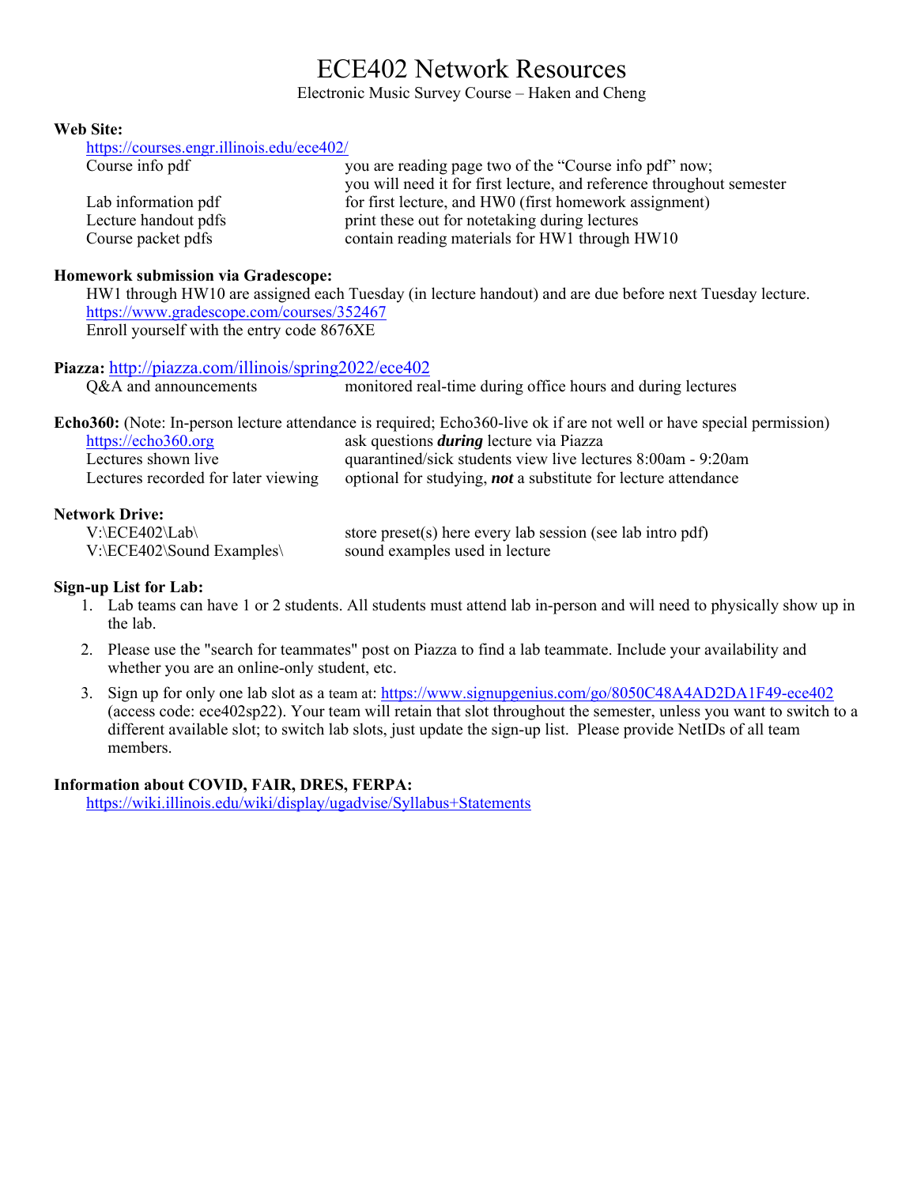# ECE402 Network Resources

Electronic Music Survey Course – Haken and Cheng

**Web Site:**

https://courses.engr.illinois.edu/ece402/

| | |
|---|---|
| Course info pdf | you are reading page two of the "Course info pdf" now; you will need it for first lecture, and reference throughout semester |
| Lab information pdf | for first lecture, and HW0 (first homework assignment) |
| Lecture handout pdfs | print these out for notetaking during lectures |
| Course packet pdfs | contain reading materials for HW1 through HW10 |

**Homework submission via Gradescope:**

HW1 through HW10 are assigned each Tuesday (in lecture handout) and are due before next Tuesday lecture.
https://www.gradescope.com/courses/352467
Enroll yourself with the entry code 8676XE

**Piazza:** http://piazza.com/illinois/spring2022/ece402

| | |
|---|---|
| Q&A and announcements | monitored real-time during office hours and during lectures |

**Echo360:** (Note: In-person lecture attendance is required; Echo360-live ok if are not well or have special permission)

| | |
|---|---|
| https://echo360.org | ask questions ***during*** lecture via Piazza |
| Lectures shown live | quarantined/sick students view live lectures 8:00am - 9:20am |
| Lectures recorded for later viewing | optional for studying, ***not*** a substitute for lecture attendance |

**Network Drive:**

| | |
|---|---|
| V:\ECE402\Lab\ | store preset(s) here every lab session (see lab intro pdf) |
| V:\ECE402\Sound Examples\ | sound examples used in lecture |

**Sign-up List for Lab:**

1. Lab teams can have 1 or 2 students. All students must attend lab in-person and will need to physically show up in the lab.
2. Please use the "search for teammates" post on Piazza to find a lab teammate. Include your availability and whether you are an online-only student, etc.
3. Sign up for only one lab slot as a team at: https://www.signupgenius.com/go/8050C48A4AD2DA1F49-ece402 (access code: ece402sp22). Your team will retain that slot throughout the semester, unless you want to switch to a different available slot; to switch lab slots, just update the sign-up list. Please provide NetIDs of all team members.

**Information about COVID, FAIR, DRES, FERPA:**

https://wiki.illinois.edu/wiki/display/ugadvise/Syllabus+Statements